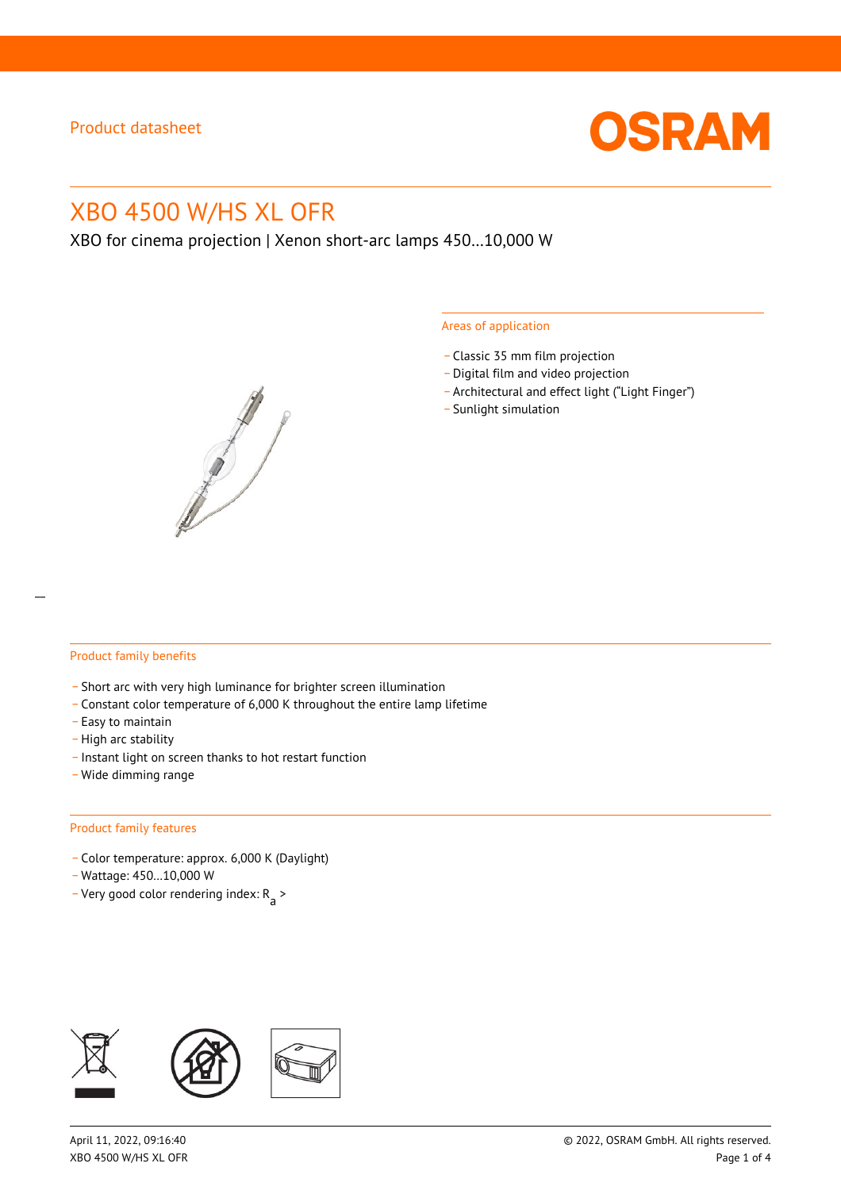Product datasheet

# XBO 4500 W/HS XL OFR

XBO for cinema projection | Xenon short-arc lamps 450...10,000 W

## Areas of application

- Classic 35 mm film projection
- Digital film and video projection
- Architectural and effect light ("Light Finger")
- Sunlight simulation

## Product family benefits

- Short arc with very high luminance for brighter screen illumination
- Constant color temperature of 6,000 K throughout the entire lamp lifetime
- Easy to maintain
- High arc stability
- Instant light on screen thanks to hot restart function
- Wide dimming range

## Product family features

- Color temperature: approx. 6,000 K (Daylight)
- Wattage: 450...10,000 W
- Very good color rendering index: $R_a$ >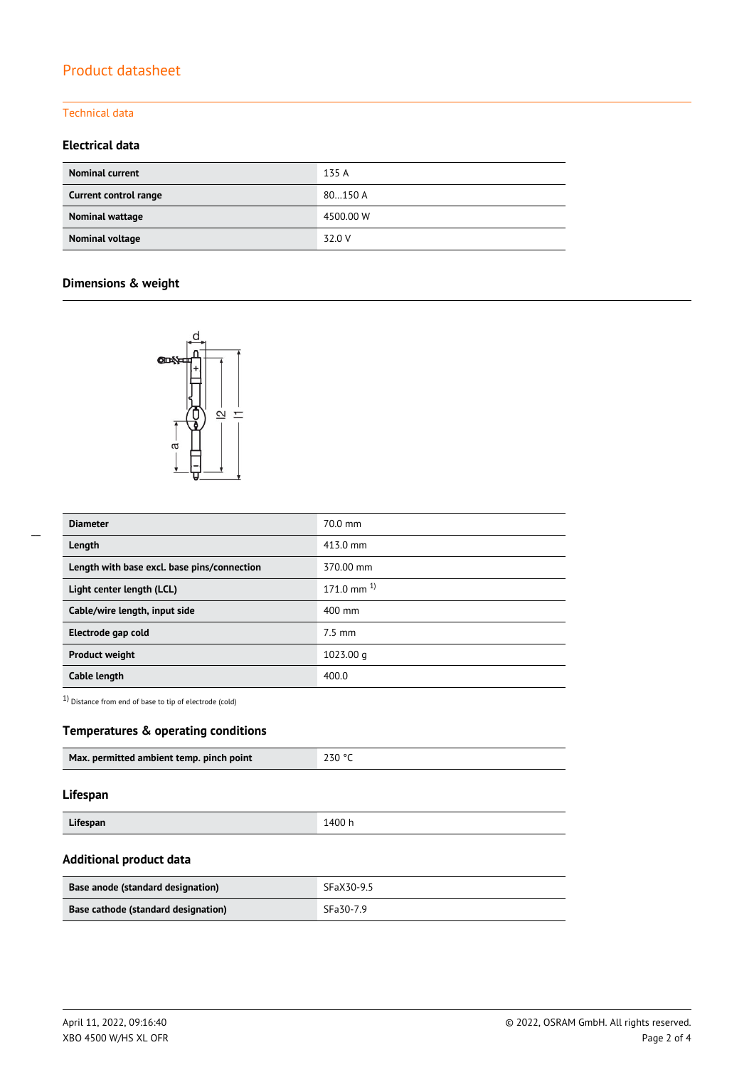Product datasheet

Technical data

### Electrical data

| Nominal current | 135 A |
| --- | --- |
| Current control range | 80…150 A |
| Nominal wattage | 4500.00 W |
| Nominal voltage | 32.0 V |

### Dimensions & weight

| Diameter | 70.0 mm |
| --- | --- |
| Length | 413.0 mm |
| Length with base excl. base pins/connection | 370.00 mm |
| Light center length (LCL) | 171.0 mm [1] |
| Cable/wire length, input side | 400 mm |
| Electrode gap cold | 7.5 mm |
| Product weight | 1023.00 g |
| Cable length | 400.0 |

[1] Distance from end of base to tip of electrode (cold)

### Temperatures & operating conditions

| Max. permitted ambient temp. pinch point | 230 °C |
| --- | --- |

### Lifespan

| Lifespan | 1400 h |
| --- | --- |

### Additional product data

| Base anode (standard designation) | SFaX30-9.5 |
| --- | --- |
| Base cathode (standard designation) | SFa30-7.9 |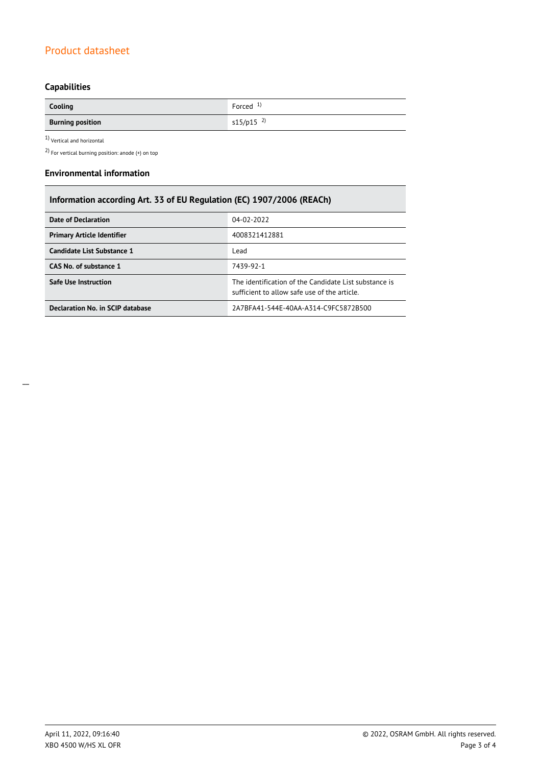## Capabilities

| Cooling | Forced [1] |
|---|---|
| **Burning position** | s15/p15 [2] |

[1] Vertical and horizontal

[2] For vertical burning position: anode (+) on top

## Environmental information

| Information according Art. 33 of EU Regulation (EC) 1907/2006 (REACh) | |
|---|---|
| **Date of Declaration** | 04-02-2022 |
| **Primary Article Identifier** | 4008321412881 |
| **Candidate List Substance 1** | Lead |
| **CAS No. of substance 1** | 7439-92-1 |
| **Safe Use Instruction** | The identification of the Candidate List substance is sufficient to allow safe use of the article. |
| **Declaration No. in SCIP database** | 2A7BFA41-544E-40AA-A314-C9FC5872B500 |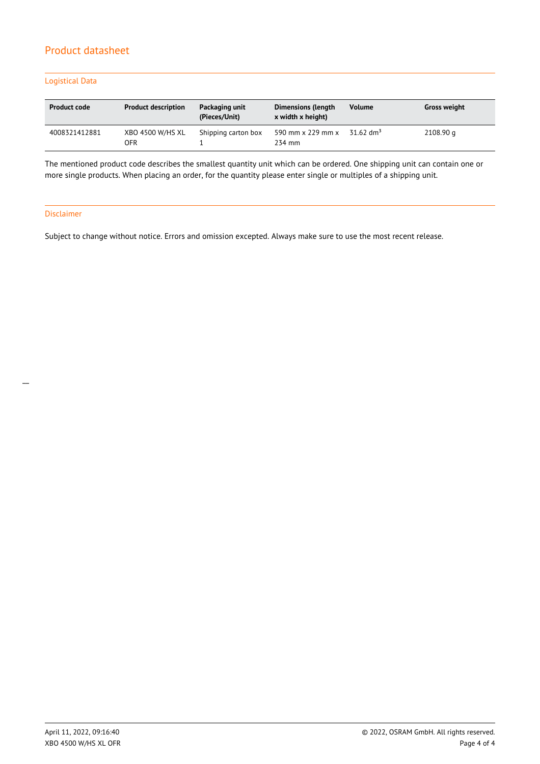# Product datasheet

## Logistical Data

| Product code | Product description | Packaging unit (Pieces/Unit) | Dimensions (length x width x height) | Volume | Gross weight |
|---|---|---|---|---|---|
| 4008321412881 | XBO 4500 W/HS XL OFR | Shipping carton box 1 | 590 mm x 229 mm x 234 mm | 31.62 $dm^3$ | 2108.90 g |

The mentioned product code describes the smallest quantity unit which can be ordered. One shipping unit can contain one or more single products. When placing an order, for the quantity please enter single or multiples of a shipping unit.

## Disclaimer

Subject to change without notice. Errors and omission excepted. Always make sure to use the most recent release.